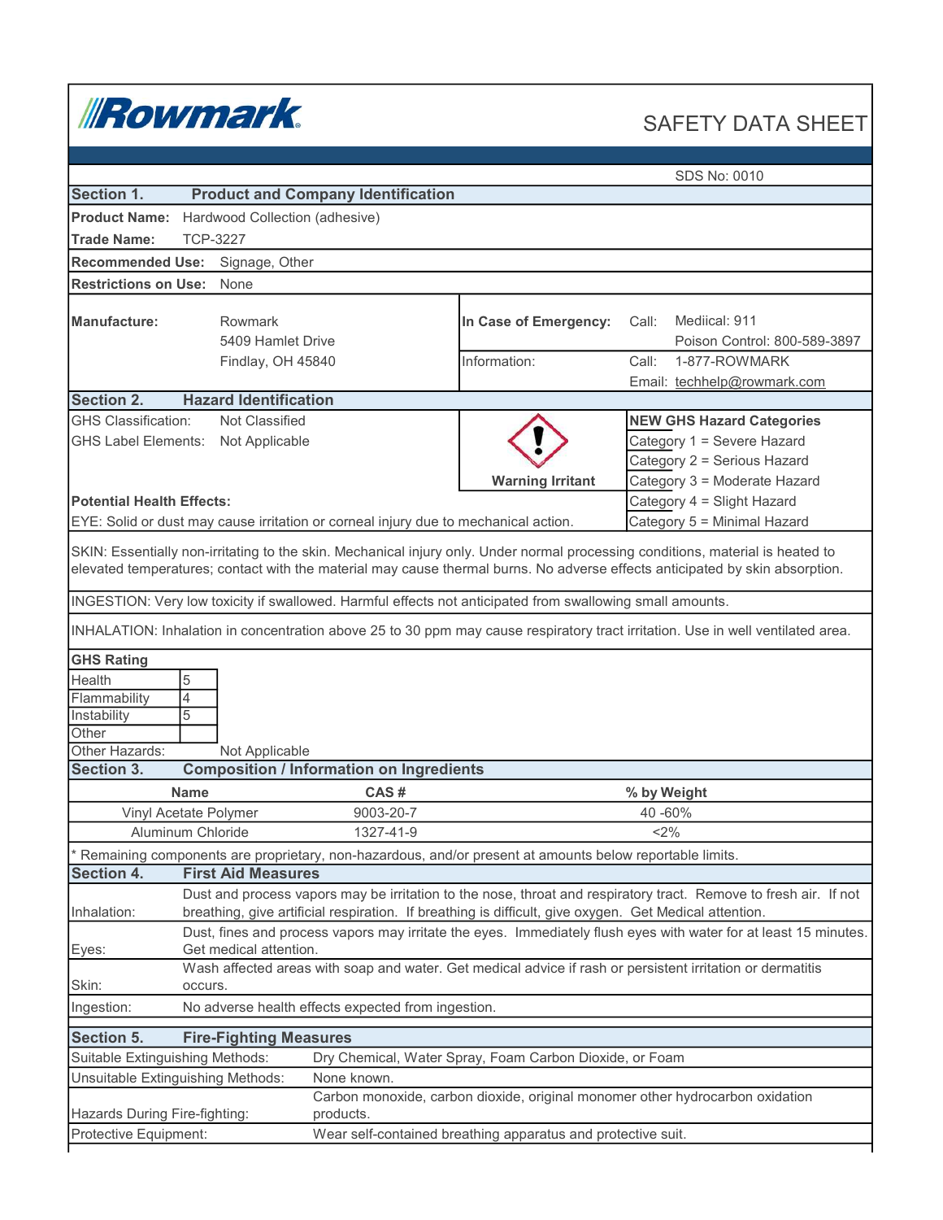**Rowmark** SAFETY DATA SHEET

SDS No: 0010

## Section 1. Product and Company Identification

**Product Name:** Hardwood Collection (adhesive)

**Trade Name:** TCP-3227

**Recommended Use:** Signage, Other

**Restrictions on Use:** None

| | | | |
|---|---|---|---|
| **Manufacture:** | Rowmark<br>5409 Hamlet Drive<br>Findlay, OH 45840 | **In Case of Emergency:** | Call: Mediical: 911<br>Poison Control: 800-589-3897 |
| | | Information: | Call: 1-877-ROWMARK<br>Email: techhelp@rowmark.com |

## Section 2. Hazard Identification

GHS Classification: Not Classified

GHS Label Elements: Not Applicable

**Warning Irritant**

**NEW GHS Hazard Categories**

- Category 1 = Severe Hazard
- Category 2 = Serious Hazard
- Category 3 = Moderate Hazard
- Category 4 = Slight Hazard
- Category 5 = Minimal Hazard

**Potential Health Effects:**

EYE: Solid or dust may cause irritation or corneal injury due to mechanical action.

SKIN: Essentially non-irritating to the skin. Mechanical injury only. Under normal processing conditions, material is heated to elevated temperatures; contact with the material may cause thermal burns. No adverse effects anticipated by skin absorption.

INGESTION: Very low toxicity if swallowed. Harmful effects not anticipated from swallowing small amounts.

INHALATION: Inhalation in concentration above 25 to 30 ppm may cause respiratory tract irritation. Use in well ventilated area.

**GHS Rating**

| | |
|---|---|
| Health | 5 |
| Flammability | 4 |
| Instability | 5 |
| Other | |

Other Hazards: Not Applicable

## Section 3. Composition / Information on Ingredients

| Name | CAS # | % by Weight |
|---|---|---|
| Vinyl Acetate Polymer | 9003-20-7 | 40 -60% |
| Aluminum Chloride | 1327-41-9 | <2% |

* Remaining components are proprietary, non-hazardous, and/or present at amounts below reportable limits.

## Section 4. First Aid Measures

| | |
|---|---|
| Inhalation: | Dust and process vapors may be irritation to the nose, throat and respiratory tract. Remove to fresh air. If not breathing, give artificial respiration. If breathing is difficult, give oxygen. Get Medical attention. |
| Eyes: | Dust, fines and process vapors may irritate the eyes. Immediately flush eyes with water for at least 15 minutes. Get medical attention. |
| Skin: | Wash affected areas with soap and water. Get medical advice if rash or persistent irritation or dermatitis occurs. |
| Ingestion: | No adverse health effects expected from ingestion. |

## Section 5. Fire-Fighting Measures

| | |
|---|---|
| Suitable Extinguishing Methods: | Dry Chemical, Water Spray, Foam Carbon Dioxide, or Foam |
| Unsuitable Extinguishing Methods: | None known. |
| Hazards During Fire-fighting: | Carbon monoxide, carbon dioxide, original monomer other hydrocarbon oxidation products. |
| Protective Equipment: | Wear self-contained breathing apparatus and protective suit. |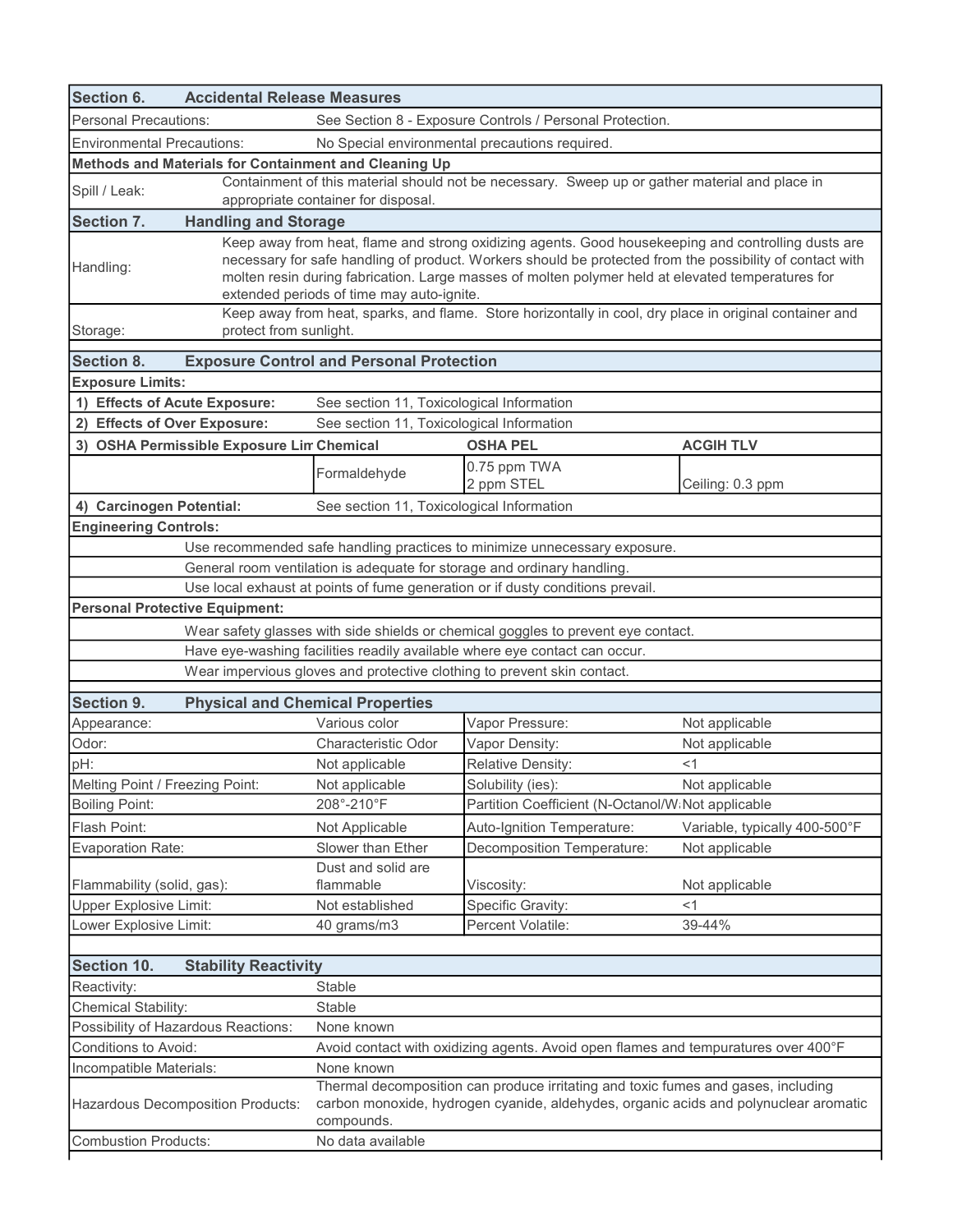## Section 6. Accidental Release Measures

| | |
|---|---|
| Personal Precautions: | See Section 8 - Exposure Controls / Personal Protection. |
| Environmental Precautions: | No Special environmental precautions required. |

**Methods and Materials for Containment and Cleaning Up**

| | |
|---|---|
| Spill / Leak: | Containment of this material should not be necessary. Sweep up or gather material and place in appropriate container for disposal. |

## Section 7. Handling and Storage

| | |
|---|---|
| Handling: | Keep away from heat, flame and strong oxidizing agents. Good housekeeping and controlling dusts are necessary for safe handling of product. Workers should be protected from the possibility of contact with molten resin during fabrication. Large masses of molten polymer held at elevated temperatures for extended periods of time may auto-ignite. |
| Storage: | Keep away from heat, sparks, and flame. Store horizontally in cool, dry place in original container and protect from sunlight. |

## Section 8. Exposure Control and Personal Protection

**Exposure Limits:**

| | | | |
|---|---|---|---|
| **1) Effects of Acute Exposure:** | See section 11, Toxicological Information | | |
| **2) Effects of Over Exposure:** | See section 11, Toxicological Information | | |
| **3) OSHA Permissible Exposure Lim** | **Chemical** | **OSHA PEL** | **ACGIH TLV** |
| | Formaldehyde | 0.75 ppm TWA<br>2 ppm STEL | Ceiling: 0.3 ppm |
| **4) Carcinogen Potential:** | See section 11, Toxicological Information | | |

**Engineering Controls:**

- Use recommended safe handling practices to minimize unnecessary exposure.
- General room ventilation is adequate for storage and ordinary handling.
- Use local exhaust at points of fume generation or if dusty conditions prevail.

**Personal Protective Equipment:**

- Wear safety glasses with side shields or chemical goggles to prevent eye contact.
- Have eye-washing facilities readily available where eye contact can occur.
- Wear impervious gloves and protective clothing to prevent skin contact.

## Section 9. Physical and Chemical Properties

| | | | |
|---|---|---|---|
| Appearance: | Various color | Vapor Pressure: | Not applicable |
| Odor: | Characteristic Odor | Vapor Density: | Not applicable |
| pH: | Not applicable | Relative Density: | <1 |
| Melting Point / Freezing Point: | Not applicable | Solubility (ies): | Not applicable |
| Boiling Point: | 208°-210°F | Partition Coefficient (N-Octanol/W | Not applicable |
| Flash Point: | Not Applicable | Auto-Ignition Temperature: | Variable, typically 400-500°F |
| Evaporation Rate: | Slower than Ether | Decomposition Temperature: | Not applicable |
| Flammability (solid, gas): | Dust and solid are flammable | Viscosity: | Not applicable |
| Upper Explosive Limit: | Not established | Specific Gravity: | <1 |
| Lower Explosive Limit: | 40 grams/m3 | Percent Volatile: | 39-44% |

## Section 10. Stability Reactivity

| | |
|---|---|
| Reactivity: | Stable |
| Chemical Stability: | Stable |
| Possibility of Hazardous Reactions: | None known |
| Conditions to Avoid: | Avoid contact with oxidizing agents. Avoid open flames and tempuratures over 400°F |
| Incompatible Materials: | None known |
| Hazardous Decomposition Products: | Thermal decomposition can produce irritating and toxic fumes and gases, including carbon monoxide, hydrogen cyanide, aldehydes, organic acids and polynuclear aromatic compounds. |
| Combustion Products: | No data available |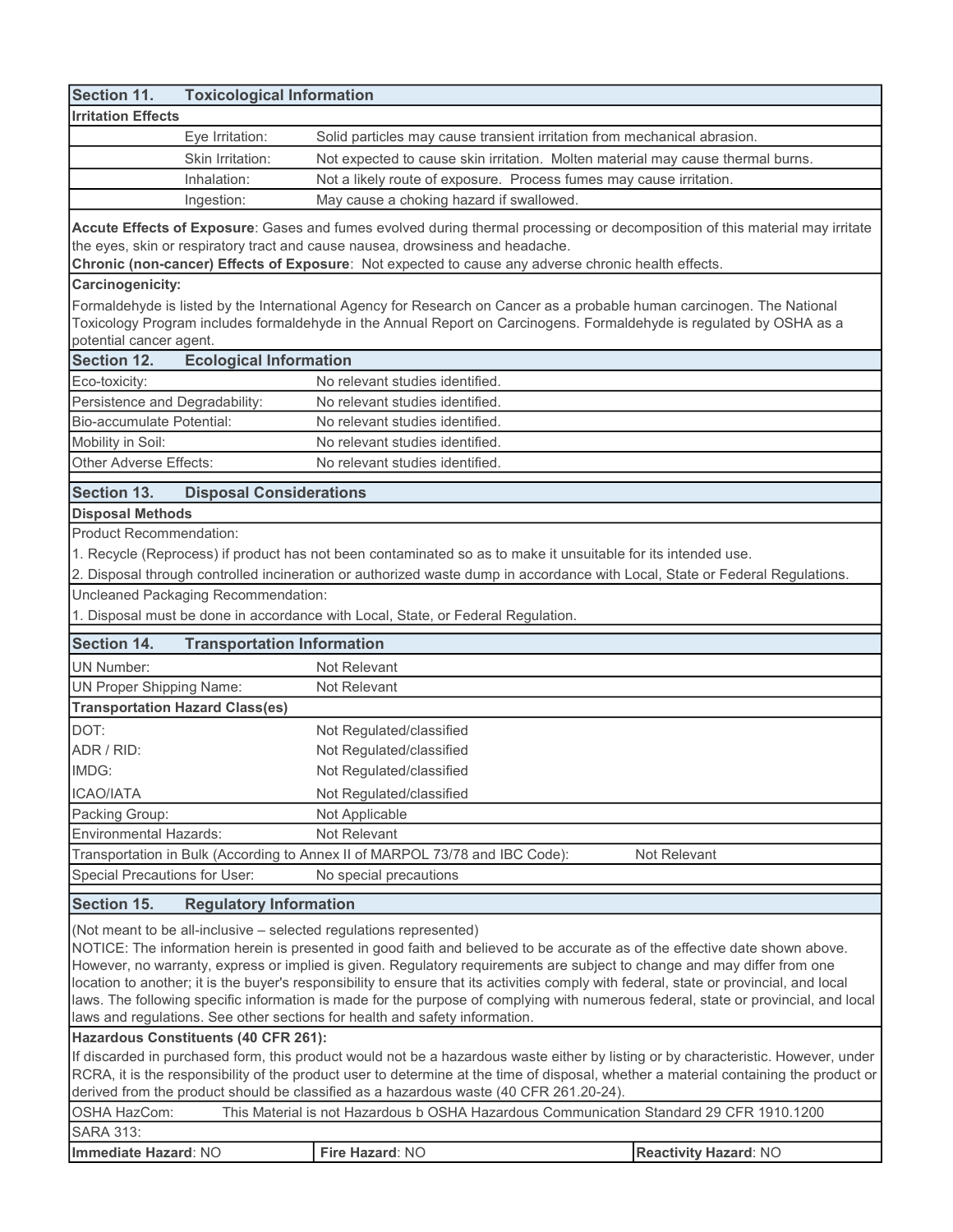## Section 11. Toxicological Information

**Irritation Effects**

| | |
|---|---|
| Eye Irritation: | Solid particles may cause transient irritation from mechanical abrasion. |
| Skin Irritation: | Not expected to cause skin irritation. Molten material may cause thermal burns. |
| Inhalation: | Not a likely route of exposure. Process fumes may cause irritation. |
| Ingestion: | May cause a choking hazard if swallowed. |

**Accute Effects of Exposure**: Gases and fumes evolved during thermal processing or decomposition of this material may irritate the eyes, skin or respiratory tract and cause nausea, drowsiness and headache.
**Chronic (non-cancer) Effects of Exposure**: Not expected to cause any adverse chronic health effects.

**Carcinogenicity:**

Formaldehyde is listed by the International Agency for Research on Cancer as a probable human carcinogen. The National Toxicology Program includes formaldehyde in the Annual Report on Carcinogens. Formaldehyde is regulated by OSHA as a potential cancer agent.

## Section 12. Ecological Information

| | |
|---|---|
| Eco-toxicity: | No relevant studies identified. |
| Persistence and Degradability: | No relevant studies identified. |
| Bio-accumulate Potential: | No relevant studies identified. |
| Mobility in Soil: | No relevant studies identified. |
| Other Adverse Effects: | No relevant studies identified. |

## Section 13. Disposal Considerations

**Disposal Methods**

Product Recommendation:

1. Recycle (Reprocess) if product has not been contaminated so as to make it unsuitable for its intended use.
2. Disposal through controlled incineration or authorized waste dump in accordance with Local, State or Federal Regulations.

Uncleaned Packaging Recommendation:

1. Disposal must be done in accordance with Local, State, or Federal Regulation.

## Section 14. Transportation Information

| | |
|---|---|
| UN Number: | Not Relevant |
| UN Proper Shipping Name: | Not Relevant |

**Transportation Hazard Class(es)**

| | |
|---|---|
| DOT: | Not Regulated/classified |
| ADR / RID: | Not Regulated/classified |
| IMDG: | Not Regulated/classified |
| ICAO/IATA | Not Regulated/classified |
| Packing Group: | Not Applicable |
| Environmental Hazards: | Not Relevant |
| Transportation in Bulk (According to Annex II of MARPOL 73/78 and IBC Code): | Not Relevant |
| Special Precautions for User: | No special precautions |

## Section 15. Regulatory Information

(Not meant to be all-inclusive – selected regulations represented)
NOTICE: The information herein is presented in good faith and believed to be accurate as of the effective date shown above. However, no warranty, express or implied is given. Regulatory requirements are subject to change and may differ from one location to another; it is the buyer's responsibility to ensure that its activities comply with federal, state or provincial, and local laws. The following specific information is made for the purpose of complying with numerous federal, state or provincial, and local laws and regulations. See other sections for health and safety information.

**Hazardous Constituents (40 CFR 261):**
If discarded in purchased form, this product would not be a hazardous waste either by listing or by characteristic. However, under RCRA, it is the responsibility of the product user to determine at the time of disposal, whether a material containing the product or derived from the product should be classified as a hazardous waste (40 CFR 261.20-24).

OSHA HazCom: This Material is not Hazardous b OSHA Hazardous Communication Standard 29 CFR 1910.1200

SARA 313:

| **Immediate Hazard**: NO | **Fire Hazard**: NO | **Reactivity Hazard**: NO |
|---|---|---|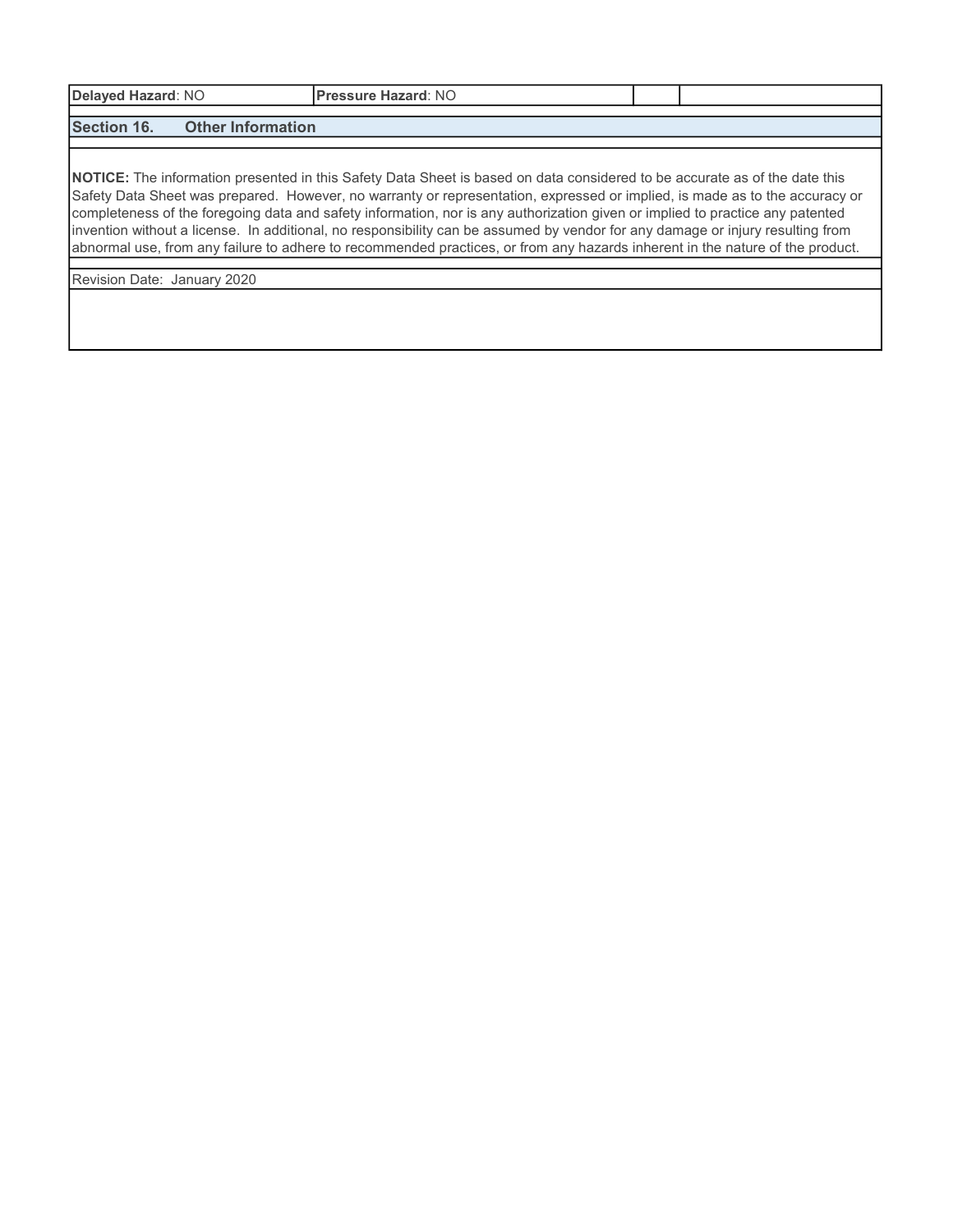| | | | |
|---|---|---|---|
| **Delayed Hazard**: NO | **Pressure Hazard**: NO | | |

## Section 16. Other Information

**NOTICE:** The information presented in this Safety Data Sheet is based on data considered to be accurate as of the date this Safety Data Sheet was prepared. However, no warranty or representation, expressed or implied, is made as to the accuracy or completeness of the foregoing data and safety information, nor is any authorization given or implied to practice any patented invention without a license. In additional, no responsibility can be assumed by vendor for any damage or injury resulting from abnormal use, from any failure to adhere to recommended practices, or from any hazards inherent in the nature of the product.

Revision Date: January 2020